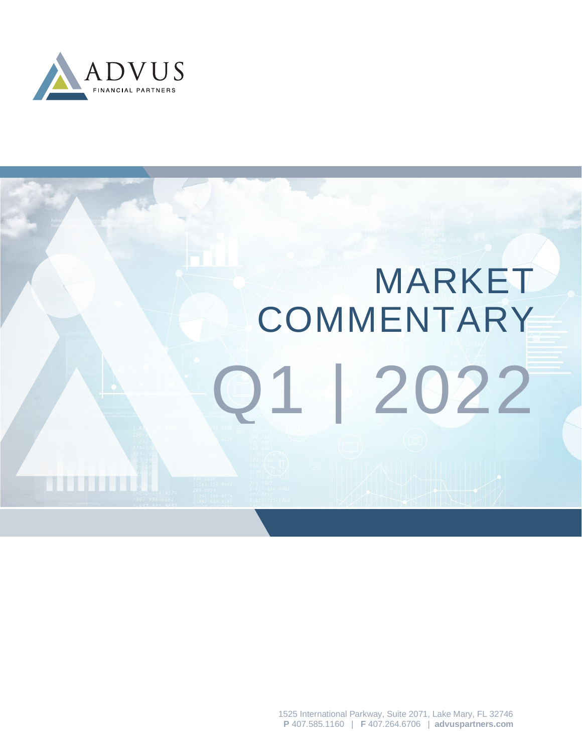ADVUS
FINANCIAL PARTNERS

# MARKET COMMENTARY

# Q1 | 2022

1525 International Parkway, Suite 2071, Lake Mary, FL 32746
**P** 407.585.1160 | **F** 407.264.6706 | **advuspartners.com**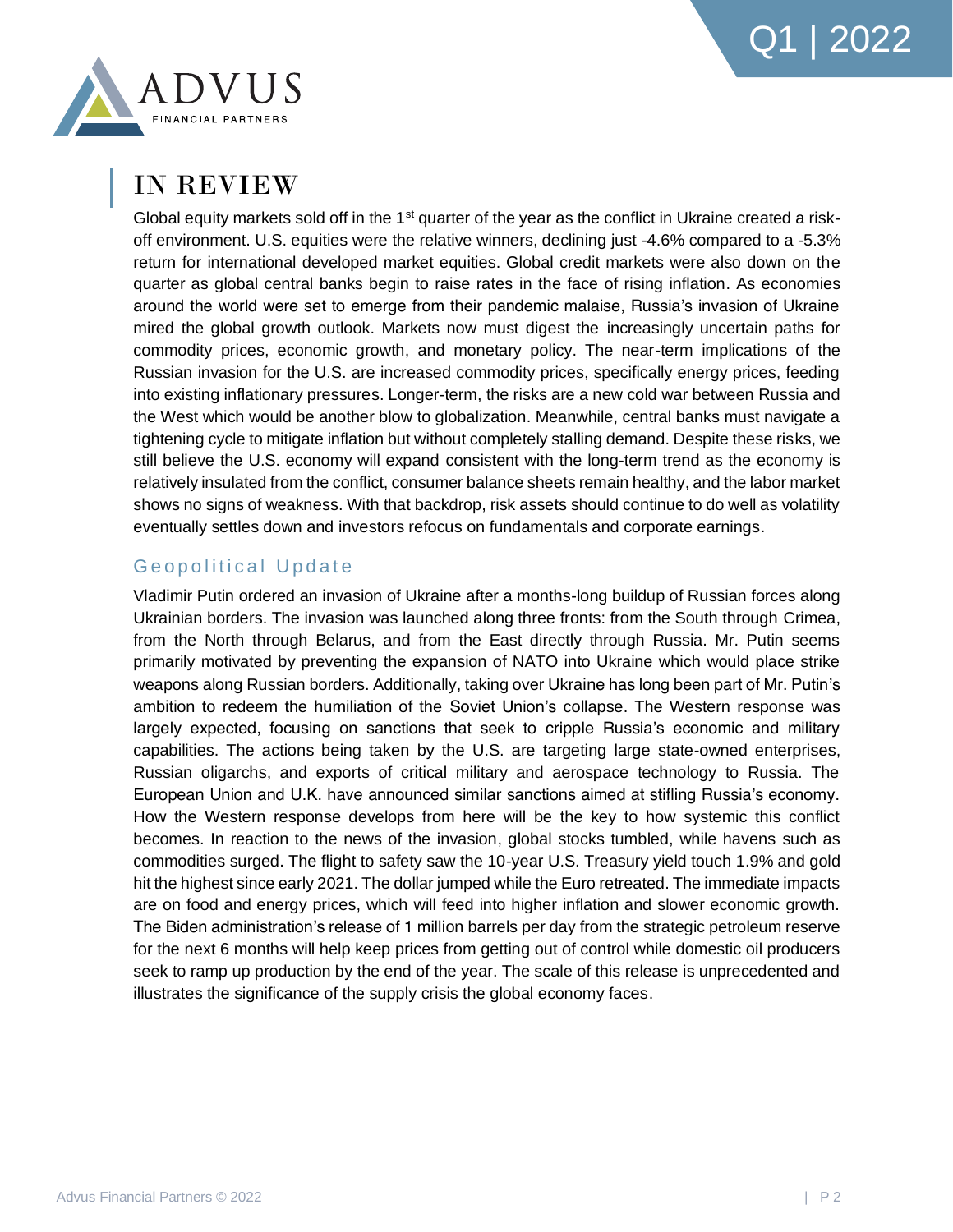## IN REVIEW

Global equity markets sold off in the 1st quarter of the year as the conflict in Ukraine created a risk-off environment. U.S. equities were the relative winners, declining just -4.6% compared to a -5.3% return for international developed market equities. Global credit markets were also down on the quarter as global central banks begin to raise rates in the face of rising inflation. As economies around the world were set to emerge from their pandemic malaise, Russia's invasion of Ukraine mired the global growth outlook. Markets now must digest the increasingly uncertain paths for commodity prices, economic growth, and monetary policy. The near-term implications of the Russian invasion for the U.S. are increased commodity prices, specifically energy prices, feeding into existing inflationary pressures. Longer-term, the risks are a new cold war between Russia and the West which would be another blow to globalization. Meanwhile, central banks must navigate a tightening cycle to mitigate inflation but without completely stalling demand. Despite these risks, we still believe the U.S. economy will expand consistent with the long-term trend as the economy is relatively insulated from the conflict, consumer balance sheets remain healthy, and the labor market shows no signs of weakness. With that backdrop, risk assets should continue to do well as volatility eventually settles down and investors refocus on fundamentals and corporate earnings.

### Geopolitical Update

Vladimir Putin ordered an invasion of Ukraine after a months-long buildup of Russian forces along Ukrainian borders. The invasion was launched along three fronts: from the South through Crimea, from the North through Belarus, and from the East directly through Russia. Mr. Putin seems primarily motivated by preventing the expansion of NATO into Ukraine which would place strike weapons along Russian borders. Additionally, taking over Ukraine has long been part of Mr. Putin's ambition to redeem the humiliation of the Soviet Union's collapse. The Western response was largely expected, focusing on sanctions that seek to cripple Russia's economic and military capabilities. The actions being taken by the U.S. are targeting large state-owned enterprises, Russian oligarchs, and exports of critical military and aerospace technology to Russia. The European Union and U.K. have announced similar sanctions aimed at stifling Russia's economy. How the Western response develops from here will be the key to how systemic this conflict becomes. In reaction to the news of the invasion, global stocks tumbled, while havens such as commodities surged. The flight to safety saw the 10-year U.S. Treasury yield touch 1.9% and gold hit the highest since early 2021. The dollar jumped while the Euro retreated. The immediate impacts are on food and energy prices, which will feed into higher inflation and slower economic growth. The Biden administration's release of 1 million barrels per day from the strategic petroleum reserve for the next 6 months will help keep prices from getting out of control while domestic oil producers seek to ramp up production by the end of the year. The scale of this release is unprecedented and illustrates the significance of the supply crisis the global economy faces.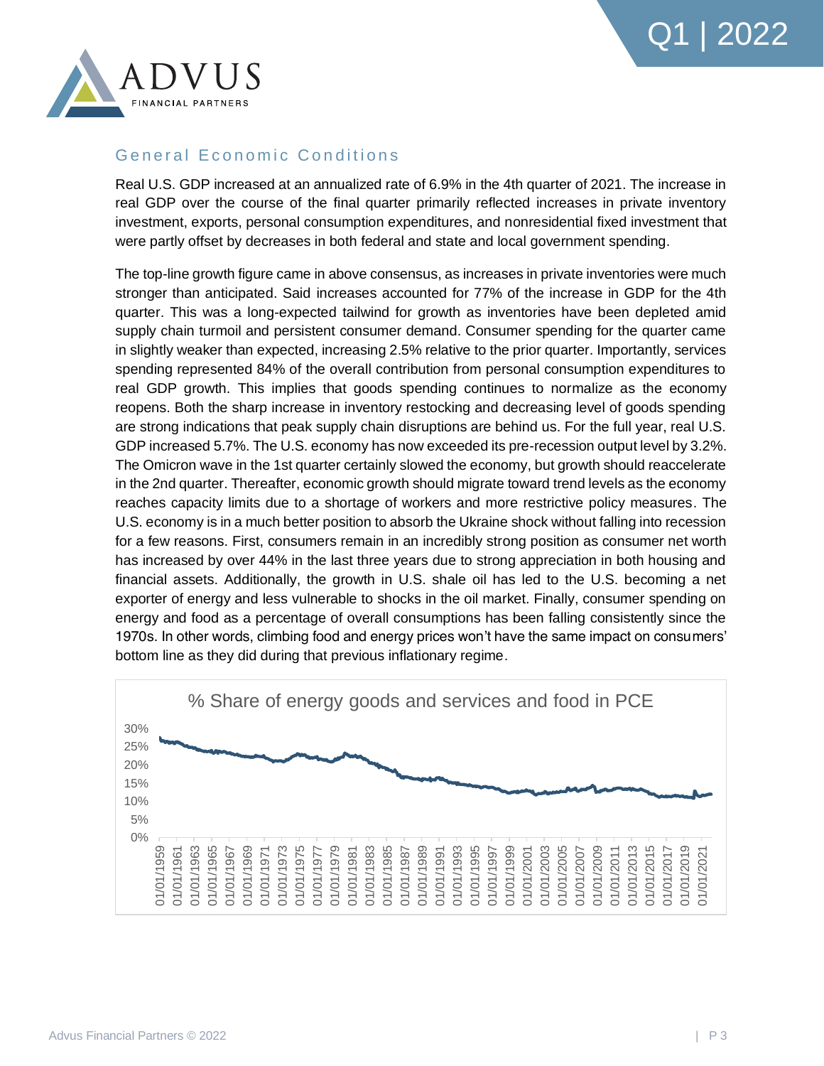## General Economic Conditions

Real U.S. GDP increased at an annualized rate of 6.9% in the 4th quarter of 2021. The increase in real GDP over the course of the final quarter primarily reflected increases in private inventory investment, exports, personal consumption expenditures, and nonresidential fixed investment that were partly offset by decreases in both federal and state and local government spending.

The top-line growth figure came in above consensus, as increases in private inventories were much stronger than anticipated. Said increases accounted for 77% of the increase in GDP for the 4th quarter. This was a long-expected tailwind for growth as inventories have been depleted amid supply chain turmoil and persistent consumer demand. Consumer spending for the quarter came in slightly weaker than expected, increasing 2.5% relative to the prior quarter. Importantly, services spending represented 84% of the overall contribution from personal consumption expenditures to real GDP growth. This implies that goods spending continues to normalize as the economy reopens. Both the sharp increase in inventory restocking and decreasing level of goods spending are strong indications that peak supply chain disruptions are behind us. For the full year, real U.S. GDP increased 5.7%. The U.S. economy has now exceeded its pre-recession output level by 3.2%. The Omicron wave in the 1st quarter certainly slowed the economy, but growth should reaccelerate in the 2nd quarter. Thereafter, economic growth should migrate toward trend levels as the economy reaches capacity limits due to a shortage of workers and more restrictive policy measures. The U.S. economy is in a much better position to absorb the Ukraine shock without falling into recession for a few reasons. First, consumers remain in an incredibly strong position as consumer net worth has increased by over 44% in the last three years due to strong appreciation in both housing and financial assets. Additionally, the growth in U.S. shale oil has led to the U.S. becoming a net exporter of energy and less vulnerable to shocks in the oil market. Finally, consumer spending on energy and food as a percentage of overall consumptions has been falling consistently since the 1970s. In other words, climbing food and energy prices won't have the same impact on consumers' bottom line as they did during that previous inflationary regime.

% Share of energy goods and services and food in PCE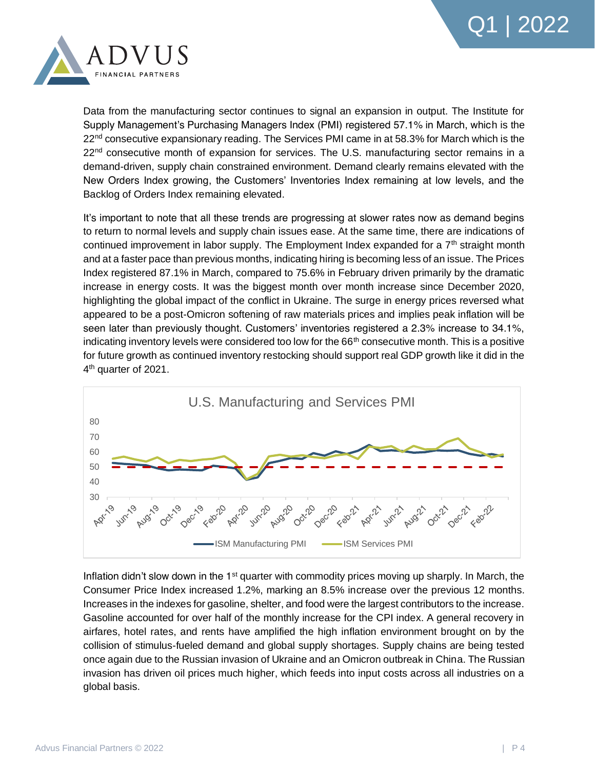Data from the manufacturing sector continues to signal an expansion in output. The Institute for Supply Management's Purchasing Managers Index (PMI) registered 57.1% in March, which is the 22nd consecutive expansionary reading. The Services PMI came in at 58.3% for March which is the 22nd consecutive month of expansion for services. The U.S. manufacturing sector remains in a demand-driven, supply chain constrained environment. Demand clearly remains elevated with the New Orders Index growing, the Customers' Inventories Index remaining at low levels, and the Backlog of Orders Index remaining elevated.

It's important to note that all these trends are progressing at slower rates now as demand begins to return to normal levels and supply chain issues ease. At the same time, there are indications of continued improvement in labor supply. The Employment Index expanded for a 7th straight month and at a faster pace than previous months, indicating hiring is becoming less of an issue. The Prices Index registered 87.1% in March, compared to 75.6% in February driven primarily by the dramatic increase in energy costs. It was the biggest month over month increase since December 2020, highlighting the global impact of the conflict in Ukraine. The surge in energy prices reversed what appeared to be a post-Omicron softening of raw materials prices and implies peak inflation will be seen later than previously thought. Customers' inventories registered a 2.3% increase to 34.1%, indicating inventory levels were considered too low for the 66th consecutive month. This is a positive for future growth as continued inventory restocking should support real GDP growth like it did in the 4th quarter of 2021.

U.S. Manufacturing and Services PMI

Inflation didn't slow down in the 1st quarter with commodity prices moving up sharply. In March, the Consumer Price Index increased 1.2%, marking an 8.5% increase over the previous 12 months. Increases in the indexes for gasoline, shelter, and food were the largest contributors to the increase. Gasoline accounted for over half of the monthly increase for the CPI index. A general recovery in airfares, hotel rates, and rents have amplified the high inflation environment brought on by the collision of stimulus-fueled demand and global supply shortages. Supply chains are being tested once again due to the Russian invasion of Ukraine and an Omicron outbreak in China. The Russian invasion has driven oil prices much higher, which feeds into input costs across all industries on a global basis.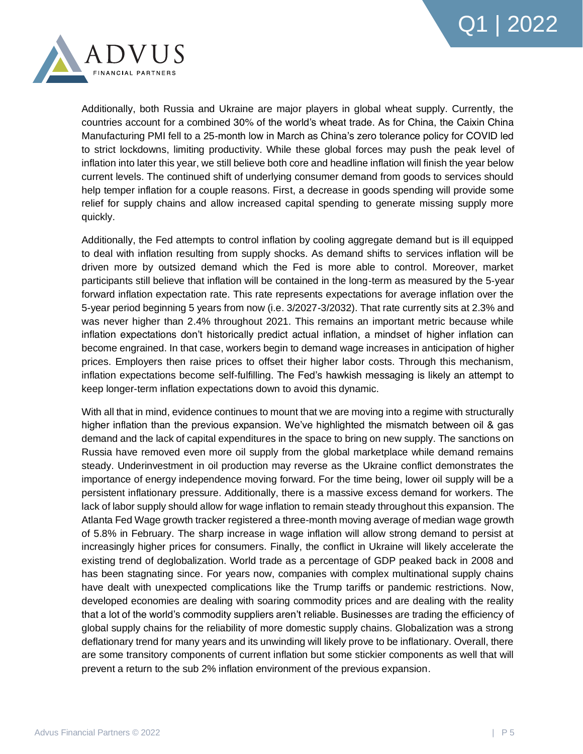Additionally, both Russia and Ukraine are major players in global wheat supply. Currently, the countries account for a combined 30% of the world's wheat trade. As for China, the Caixin China Manufacturing PMI fell to a 25-month low in March as China's zero tolerance policy for COVID led to strict lockdowns, limiting productivity. While these global forces may push the peak level of inflation into later this year, we still believe both core and headline inflation will finish the year below current levels. The continued shift of underlying consumer demand from goods to services should help temper inflation for a couple reasons. First, a decrease in goods spending will provide some relief for supply chains and allow increased capital spending to generate missing supply more quickly.

Additionally, the Fed attempts to control inflation by cooling aggregate demand but is ill equipped to deal with inflation resulting from supply shocks. As demand shifts to services inflation will be driven more by outsized demand which the Fed is more able to control. Moreover, market participants still believe that inflation will be contained in the long-term as measured by the 5-year forward inflation expectation rate. This rate represents expectations for average inflation over the 5-year period beginning 5 years from now (i.e. 3/2027-3/2032). That rate currently sits at 2.3% and was never higher than 2.4% throughout 2021. This remains an important metric because while inflation expectations don't historically predict actual inflation, a mindset of higher inflation can become engrained. In that case, workers begin to demand wage increases in anticipation of higher prices. Employers then raise prices to offset their higher labor costs. Through this mechanism, inflation expectations become self-fulfilling. The Fed's hawkish messaging is likely an attempt to keep longer-term inflation expectations down to avoid this dynamic.

With all that in mind, evidence continues to mount that we are moving into a regime with structurally higher inflation than the previous expansion. We've highlighted the mismatch between oil & gas demand and the lack of capital expenditures in the space to bring on new supply. The sanctions on Russia have removed even more oil supply from the global marketplace while demand remains steady. Underinvestment in oil production may reverse as the Ukraine conflict demonstrates the importance of energy independence moving forward. For the time being, lower oil supply will be a persistent inflationary pressure. Additionally, there is a massive excess demand for workers. The lack of labor supply should allow for wage inflation to remain steady throughout this expansion. The Atlanta Fed Wage growth tracker registered a three-month moving average of median wage growth of 5.8% in February. The sharp increase in wage inflation will allow strong demand to persist at increasingly higher prices for consumers. Finally, the conflict in Ukraine will likely accelerate the existing trend of deglobalization. World trade as a percentage of GDP peaked back in 2008 and has been stagnating since. For years now, companies with complex multinational supply chains have dealt with unexpected complications like the Trump tariffs or pandemic restrictions. Now, developed economies are dealing with soaring commodity prices and are dealing with the reality that a lot of the world's commodity suppliers aren't reliable. Businesses are trading the efficiency of global supply chains for the reliability of more domestic supply chains. Globalization was a strong deflationary trend for many years and its unwinding will likely prove to be inflationary. Overall, there are some transitory components of current inflation but some stickier components as well that will prevent a return to the sub 2% inflation environment of the previous expansion.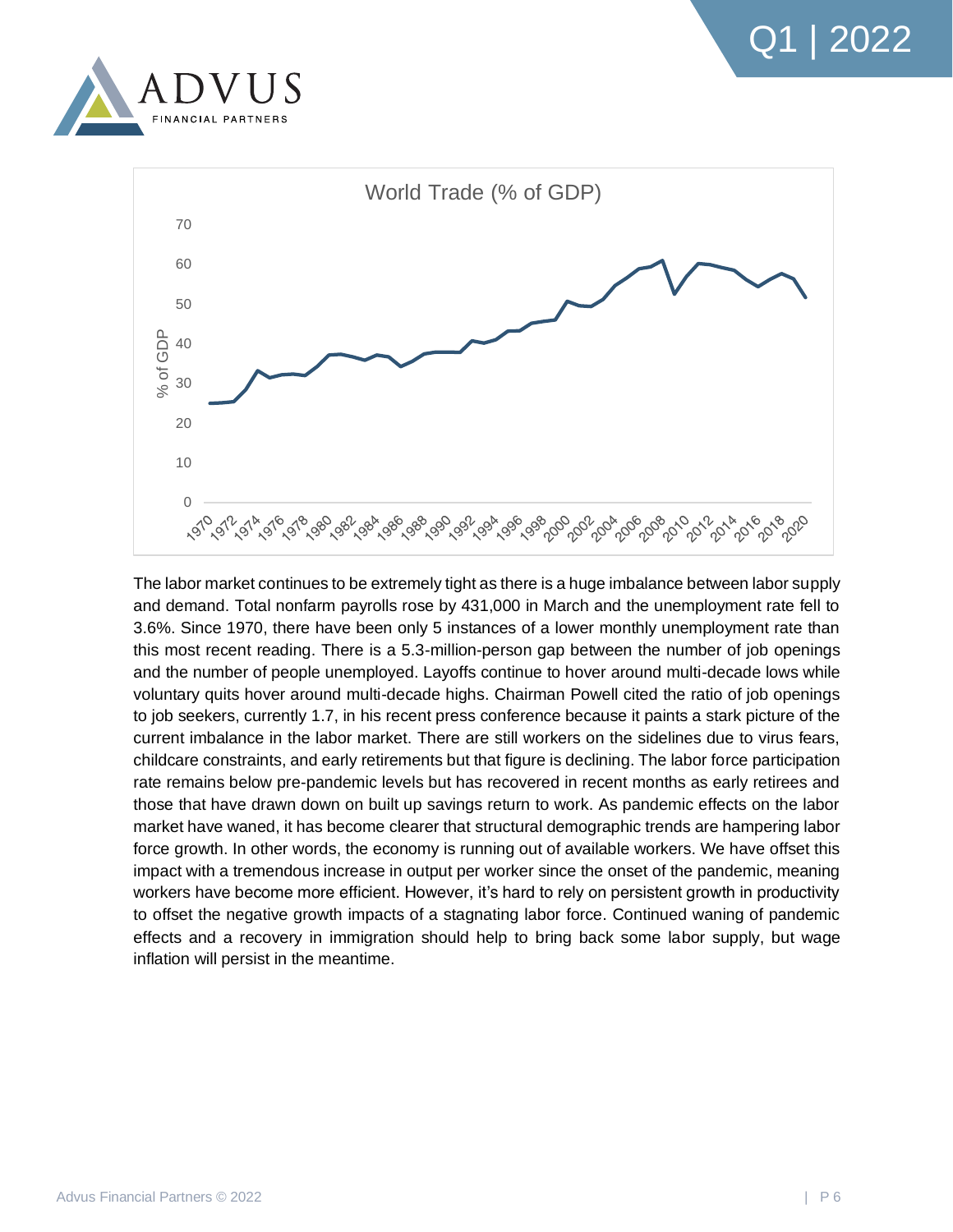World Trade (% of GDP)

The labor market continues to be extremely tight as there is a huge imbalance between labor supply and demand. Total nonfarm payrolls rose by 431,000 in March and the unemployment rate fell to 3.6%. Since 1970, there have been only 5 instances of a lower monthly unemployment rate than this most recent reading. There is a 5.3-million-person gap between the number of job openings and the number of people unemployed. Layoffs continue to hover around multi-decade lows while voluntary quits hover around multi-decade highs. Chairman Powell cited the ratio of job openings to job seekers, currently 1.7, in his recent press conference because it paints a stark picture of the current imbalance in the labor market. There are still workers on the sidelines due to virus fears, childcare constraints, and early retirements but that figure is declining. The labor force participation rate remains below pre-pandemic levels but has recovered in recent months as early retirees and those that have drawn down on built up savings return to work. As pandemic effects on the labor market have waned, it has become clearer that structural demographic trends are hampering labor force growth. In other words, the economy is running out of available workers. We have offset this impact with a tremendous increase in output per worker since the onset of the pandemic, meaning workers have become more efficient. However, it's hard to rely on persistent growth in productivity to offset the negative growth impacts of a stagnating labor force. Continued waning of pandemic effects and a recovery in immigration should help to bring back some labor supply, but wage inflation will persist in the meantime.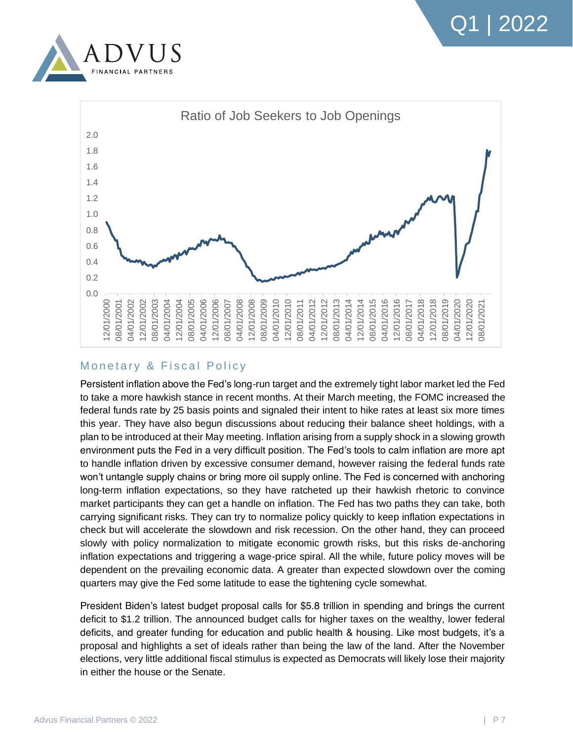## Monetary & Fiscal Policy

Persistent inflation above the Fed's long-run target and the extremely tight labor market led the Fed to take a more hawkish stance in recent months. At their March meeting, the FOMC increased the federal funds rate by 25 basis points and signaled their intent to hike rates at least six more times this year. They have also begun discussions about reducing their balance sheet holdings, with a plan to be introduced at their May meeting. Inflation arising from a supply shock in a slowing growth environment puts the Fed in a very difficult position. The Fed's tools to calm inflation are more apt to handle inflation driven by excessive consumer demand, however raising the federal funds rate won't untangle supply chains or bring more oil supply online. The Fed is concerned with anchoring long-term inflation expectations, so they have ratcheted up their hawkish rhetoric to convince market participants they can get a handle on inflation. The Fed has two paths they can take, both carrying significant risks. They can try to normalize policy quickly to keep inflation expectations in check but will accelerate the slowdown and risk recession. On the other hand, they can proceed slowly with policy normalization to mitigate economic growth risks, but this risks de-anchoring inflation expectations and triggering a wage-price spiral. All the while, future policy moves will be dependent on the prevailing economic data. A greater than expected slowdown over the coming quarters may give the Fed some latitude to ease the tightening cycle somewhat.

President Biden's latest budget proposal calls for $5.8 trillion in spending and brings the current deficit to $1.2 trillion. The announced budget calls for higher taxes on the wealthy, lower federal deficits, and greater funding for education and public health & housing. Like most budgets, it's a proposal and highlights a set of ideals rather than being the law of the land. After the November elections, very little additional fiscal stimulus is expected as Democrats will likely lose their majority in either the house or the Senate.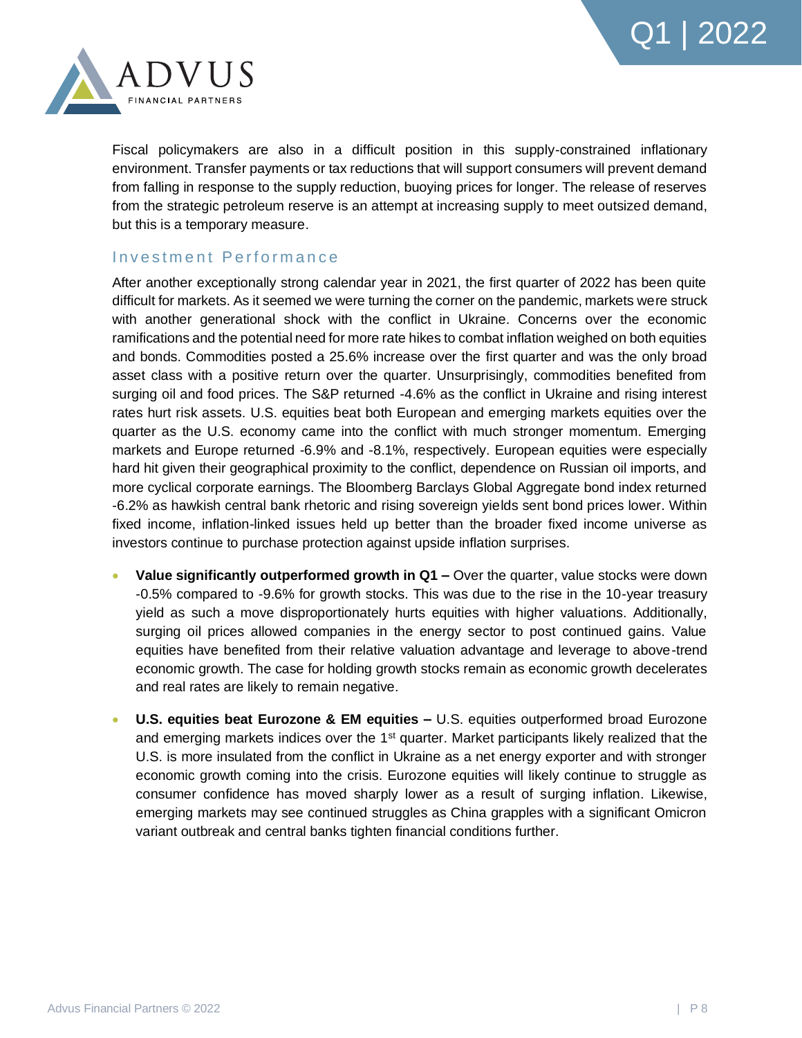Fiscal policymakers are also in a difficult position in this supply-constrained inflationary environment. Transfer payments or tax reductions that will support consumers will prevent demand from falling in response to the supply reduction, buoying prices for longer. The release of reserves from the strategic petroleum reserve is an attempt at increasing supply to meet outsized demand, but this is a temporary measure.

## Investment Performance

After another exceptionally strong calendar year in 2021, the first quarter of 2022 has been quite difficult for markets. As it seemed we were turning the corner on the pandemic, markets were struck with another generational shock with the conflict in Ukraine. Concerns over the economic ramifications and the potential need for more rate hikes to combat inflation weighed on both equities and bonds. Commodities posted a 25.6% increase over the first quarter and was the only broad asset class with a positive return over the quarter. Unsurprisingly, commodities benefited from surging oil and food prices. The S&P returned -4.6% as the conflict in Ukraine and rising interest rates hurt risk assets. U.S. equities beat both European and emerging markets equities over the quarter as the U.S. economy came into the conflict with much stronger momentum. Emerging markets and Europe returned -6.9% and -8.1%, respectively. European equities were especially hard hit given their geographical proximity to the conflict, dependence on Russian oil imports, and more cyclical corporate earnings. The Bloomberg Barclays Global Aggregate bond index returned -6.2% as hawkish central bank rhetoric and rising sovereign yields sent bond prices lower. Within fixed income, inflation-linked issues held up better than the broader fixed income universe as investors continue to purchase protection against upside inflation surprises.

- **Value significantly outperformed growth in Q1 –** Over the quarter, value stocks were down -0.5% compared to -9.6% for growth stocks. This was due to the rise in the 10-year treasury yield as such a move disproportionately hurts equities with higher valuations. Additionally, surging oil prices allowed companies in the energy sector to post continued gains. Value equities have benefited from their relative valuation advantage and leverage to above-trend economic growth. The case for holding growth stocks remain as economic growth decelerates and real rates are likely to remain negative.

- **U.S. equities beat Eurozone & EM equities –** U.S. equities outperformed broad Eurozone and emerging markets indices over the 1st quarter. Market participants likely realized that the U.S. is more insulated from the conflict in Ukraine as a net energy exporter and with stronger economic growth coming into the crisis. Eurozone equities will likely continue to struggle as consumer confidence has moved sharply lower as a result of surging inflation. Likewise, emerging markets may see continued struggles as China grapples with a significant Omicron variant outbreak and central banks tighten financial conditions further.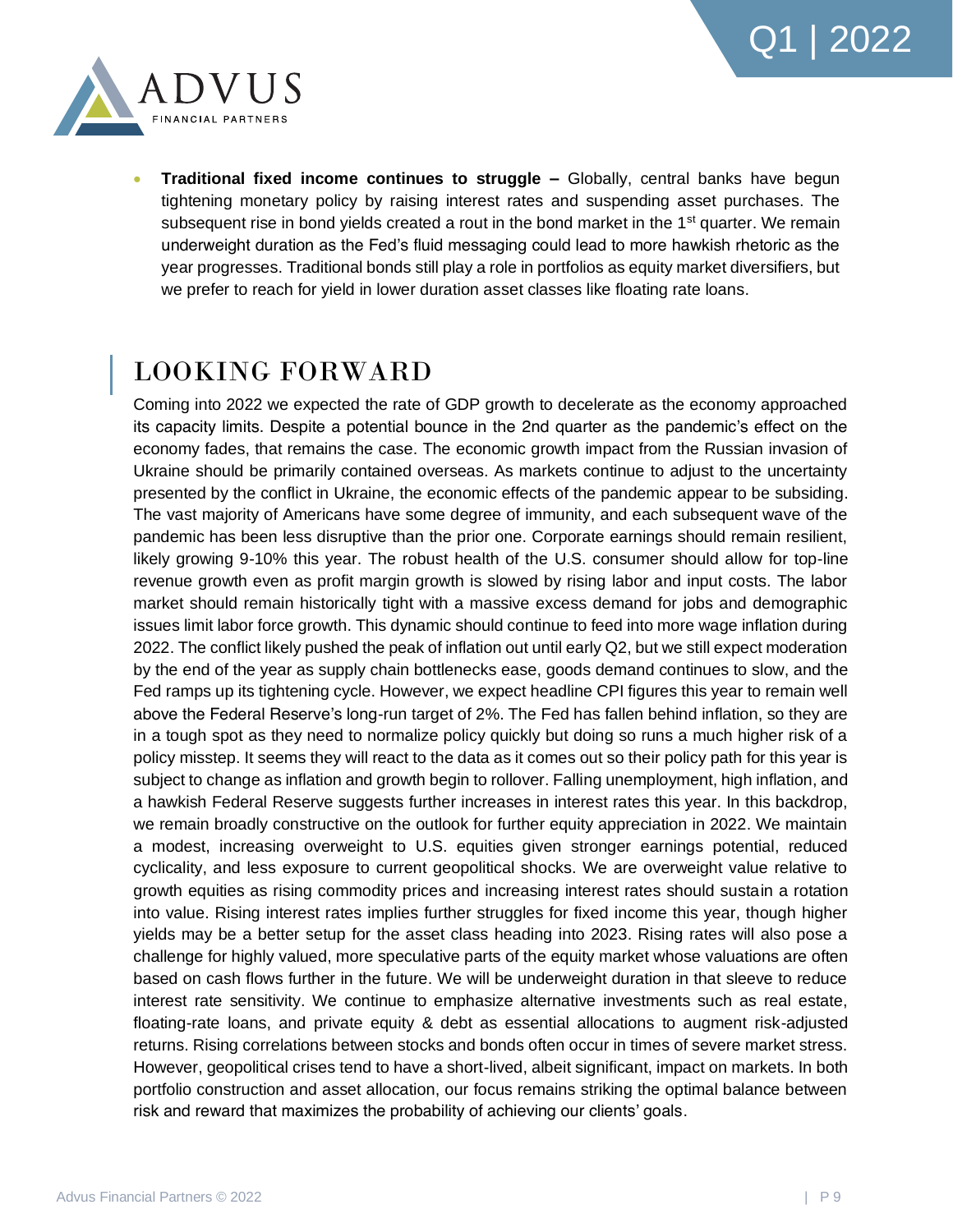- **Traditional fixed income continues to struggle –** Globally, central banks have begun tightening monetary policy by raising interest rates and suspending asset purchases. The subsequent rise in bond yields created a rout in the bond market in the 1st quarter. We remain underweight duration as the Fed's fluid messaging could lead to more hawkish rhetoric as the year progresses. Traditional bonds still play a role in portfolios as equity market diversifiers, but we prefer to reach for yield in lower duration asset classes like floating rate loans.

## LOOKING FORWARD

Coming into 2022 we expected the rate of GDP growth to decelerate as the economy approached its capacity limits. Despite a potential bounce in the 2nd quarter as the pandemic's effect on the economy fades, that remains the case. The economic growth impact from the Russian invasion of Ukraine should be primarily contained overseas. As markets continue to adjust to the uncertainty presented by the conflict in Ukraine, the economic effects of the pandemic appear to be subsiding. The vast majority of Americans have some degree of immunity, and each subsequent wave of the pandemic has been less disruptive than the prior one. Corporate earnings should remain resilient, likely growing 9-10% this year. The robust health of the U.S. consumer should allow for top-line revenue growth even as profit margin growth is slowed by rising labor and input costs. The labor market should remain historically tight with a massive excess demand for jobs and demographic issues limit labor force growth. This dynamic should continue to feed into more wage inflation during 2022. The conflict likely pushed the peak of inflation out until early Q2, but we still expect moderation by the end of the year as supply chain bottlenecks ease, goods demand continues to slow, and the Fed ramps up its tightening cycle. However, we expect headline CPI figures this year to remain well above the Federal Reserve's long-run target of 2%. The Fed has fallen behind inflation, so they are in a tough spot as they need to normalize policy quickly but doing so runs a much higher risk of a policy misstep. It seems they will react to the data as it comes out so their policy path for this year is subject to change as inflation and growth begin to rollover. Falling unemployment, high inflation, and a hawkish Federal Reserve suggests further increases in interest rates this year. In this backdrop, we remain broadly constructive on the outlook for further equity appreciation in 2022. We maintain a modest, increasing overweight to U.S. equities given stronger earnings potential, reduced cyclicality, and less exposure to current geopolitical shocks. We are overweight value relative to growth equities as rising commodity prices and increasing interest rates should sustain a rotation into value. Rising interest rates implies further struggles for fixed income this year, though higher yields may be a better setup for the asset class heading into 2023. Rising rates will also pose a challenge for highly valued, more speculative parts of the equity market whose valuations are often based on cash flows further in the future. We will be underweight duration in that sleeve to reduce interest rate sensitivity. We continue to emphasize alternative investments such as real estate, floating-rate loans, and private equity & debt as essential allocations to augment risk-adjusted returns. Rising correlations between stocks and bonds often occur in times of severe market stress. However, geopolitical crises tend to have a short-lived, albeit significant, impact on markets. In both portfolio construction and asset allocation, our focus remains striking the optimal balance between risk and reward that maximizes the probability of achieving our clients' goals.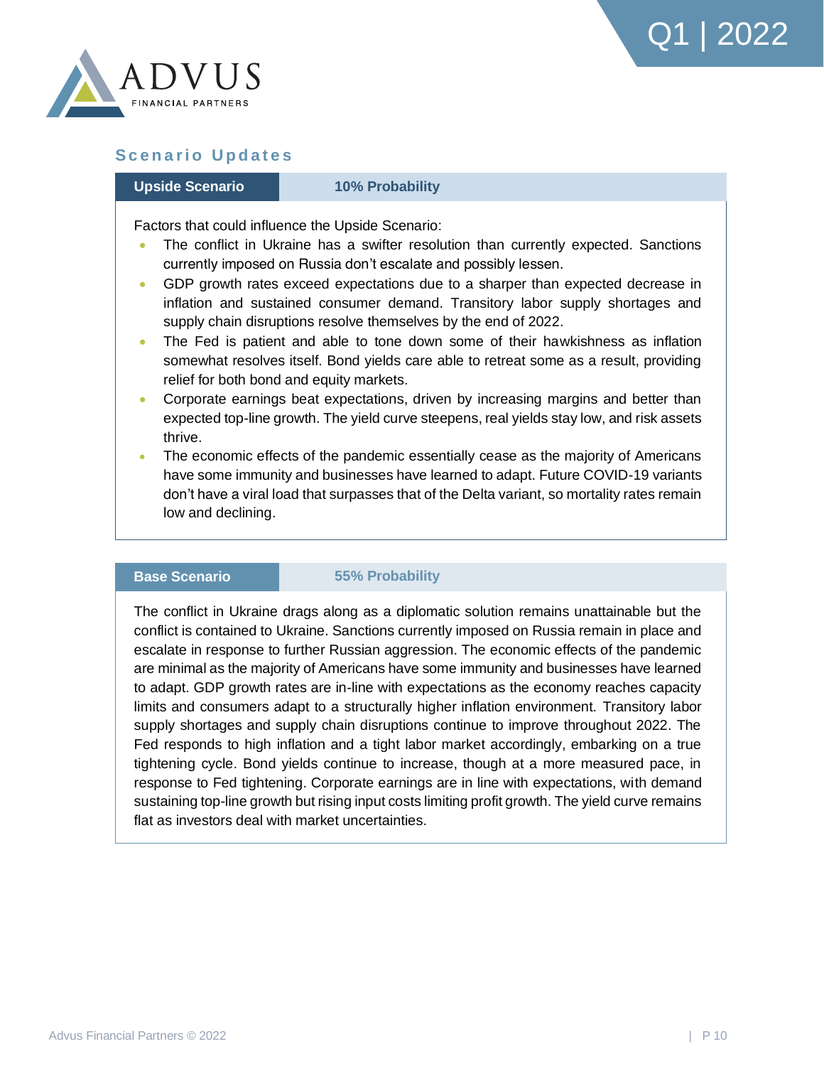## Scenario Updates

| Upside Scenario | 10% Probability |
| --- | --- |

Factors that could influence the Upside Scenario:

- The conflict in Ukraine has a swifter resolution than currently expected. Sanctions currently imposed on Russia don't escalate and possibly lessen.
- GDP growth rates exceed expectations due to a sharper than expected decrease in inflation and sustained consumer demand. Transitory labor supply shortages and supply chain disruptions resolve themselves by the end of 2022.
- The Fed is patient and able to tone down some of their hawkishness as inflation somewhat resolves itself. Bond yields care able to retreat some as a result, providing relief for both bond and equity markets.
- Corporate earnings beat expectations, driven by increasing margins and better than expected top-line growth. The yield curve steepens, real yields stay low, and risk assets thrive.
- The economic effects of the pandemic essentially cease as the majority of Americans have some immunity and businesses have learned to adapt. Future COVID-19 variants don't have a viral load that surpasses that of the Delta variant, so mortality rates remain low and declining.

| Base Scenario | 55% Probability |
| --- | --- |

The conflict in Ukraine drags along as a diplomatic solution remains unattainable but the conflict is contained to Ukraine. Sanctions currently imposed on Russia remain in place and escalate in response to further Russian aggression. The economic effects of the pandemic are minimal as the majority of Americans have some immunity and businesses have learned to adapt. GDP growth rates are in-line with expectations as the economy reaches capacity limits and consumers adapt to a structurally higher inflation environment. Transitory labor supply shortages and supply chain disruptions continue to improve throughout 2022. The Fed responds to high inflation and a tight labor market accordingly, embarking on a true tightening cycle. Bond yields continue to increase, though at a more measured pace, in response to Fed tightening. Corporate earnings are in line with expectations, with demand sustaining top-line growth but rising input costs limiting profit growth. The yield curve remains flat as investors deal with market uncertainties.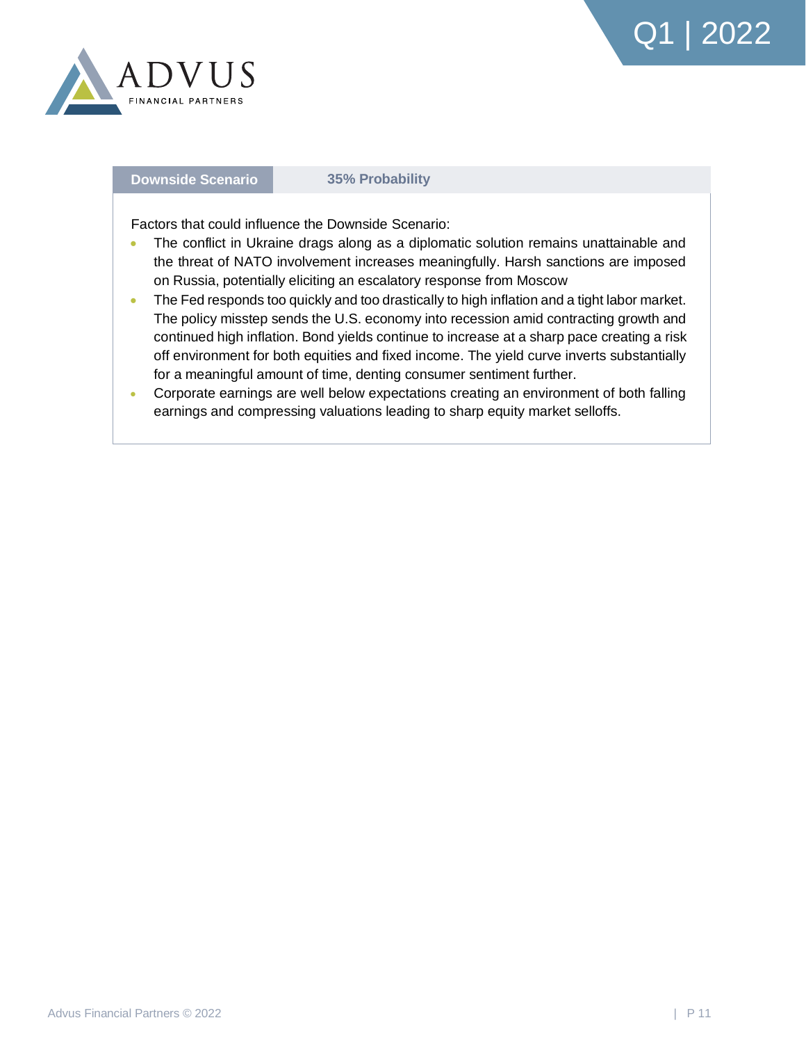| Downside Scenario | 35% Probability |
| --- | --- |

Factors that could influence the Downside Scenario:

- The conflict in Ukraine drags along as a diplomatic solution remains unattainable and the threat of NATO involvement increases meaningfully. Harsh sanctions are imposed on Russia, potentially eliciting an escalatory response from Moscow
- The Fed responds too quickly and too drastically to high inflation and a tight labor market. The policy misstep sends the U.S. economy into recession amid contracting growth and continued high inflation. Bond yields continue to increase at a sharp pace creating a risk off environment for both equities and fixed income. The yield curve inverts substantially for a meaningful amount of time, denting consumer sentiment further.
- Corporate earnings are well below expectations creating an environment of both falling earnings and compressing valuations leading to sharp equity market selloffs.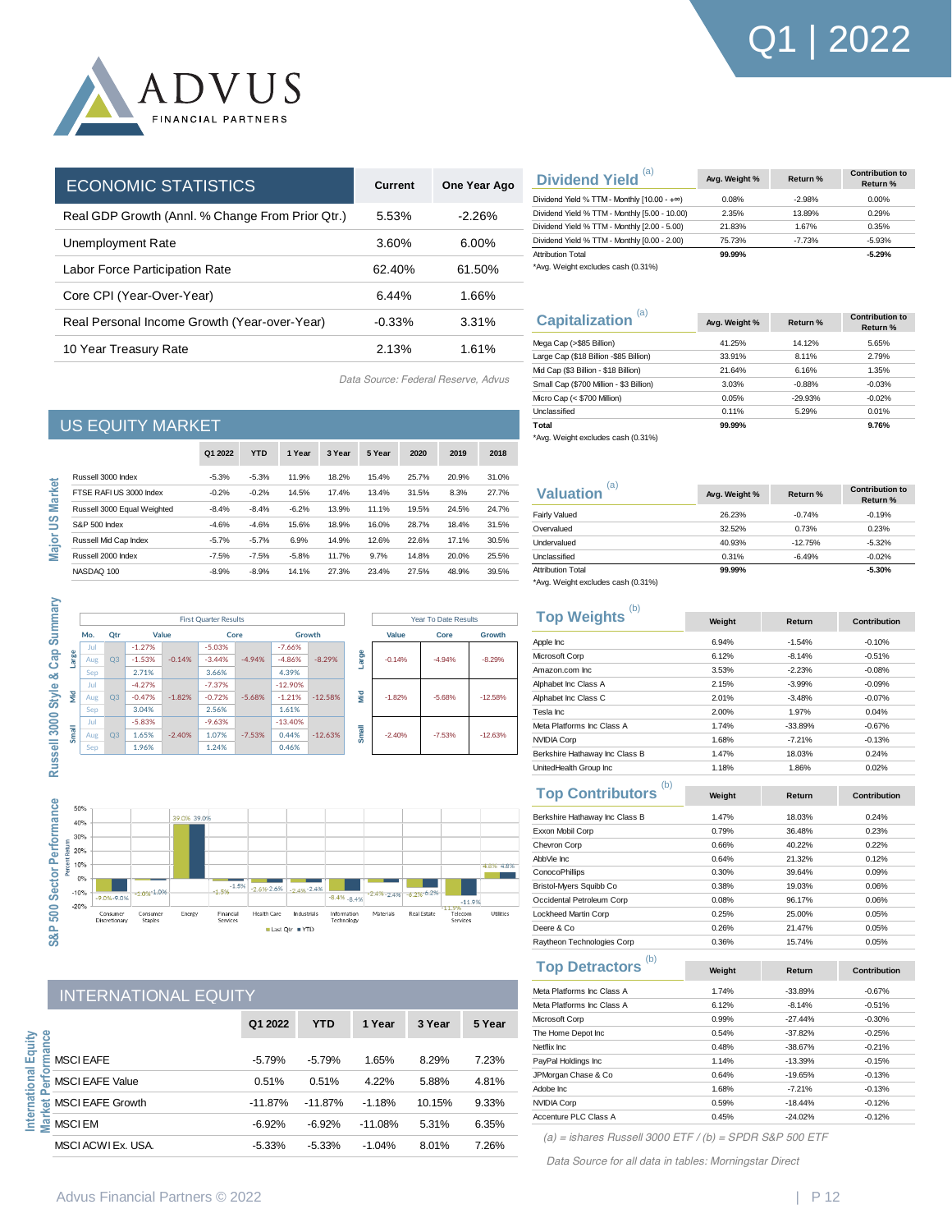# Q1 | 2022

ADVUS FINANCIAL PARTNERS

## ECONOMIC STATISTICS

| ECONOMIC STATISTICS | Current | One Year Ago |
|---|---|---|
| Real GDP Growth (Annl. % Change From Prior Qtr.) | 5.53% | -2.26% |
| Unemployment Rate | 3.60% | 6.00% |
| Labor Force Participation Rate | 62.40% | 61.50% |
| Core CPI (Year-Over-Year) | 6.44% | 1.66% |
| Real Personal Income Growth (Year-over-Year) | -0.33% | 3.31% |
| 10 Year Treasury Rate | 2.13% | 1.61% |

*Data Source: Federal Reserve, Advus*

## US EQUITY MARKET

### Major US Market

| | Q1 2022 | YTD | 1 Year | 3 Year | 5 Year | 2020 | 2019 | 2018 |
|---|---|---|---|---|---|---|---|---|
| Russell 3000 Index | -5.3% | -5.3% | 11.9% | 18.2% | 15.4% | 25.7% | 20.9% | 31.0% |
| FTSE RAFI US 3000 Index | -0.2% | -0.2% | 14.5% | 17.4% | 13.4% | 31.5% | 8.3% | 27.7% |
| Russell 3000 Equal Weighted | -8.4% | -8.4% | -6.2% | 13.9% | 11.1% | 19.5% | 24.5% | 24.7% |
| S&P 500 Index | -4.6% | -4.6% | 15.6% | 18.9% | 16.0% | 28.7% | 18.4% | 31.5% |
| Russell Mid Cap Index | -5.7% | -5.7% | 6.9% | 14.9% | 12.6% | 22.6% | 17.1% | 30.5% |
| Russell 2000 Index | -7.5% | -7.5% | -5.8% | 11.7% | 9.7% | 14.8% | 20.0% | 25.5% |
| NASDAQ 100 | -8.9% | -8.9% | 14.1% | 27.3% | 23.4% | 27.5% | 48.9% | 39.5% |

### Russell 3000 Style & Cap Summary

First Quarter Results

| | Mo. | Value | Qtr | Core | Qtr | Growth | Qtr |
|---|---|---|---|---|---|---|---|
| Large | Jul | -1.27% | | -5.03% | | -7.66% | |
| | Aug | -1.53% | -0.14% | -3.44% | -4.94% | -4.86% | -8.29% |
| | Sep | 2.71% | | 3.66% | | 4.39% | |
| Mid | Jul | -4.27% | | -7.37% | | -12.90% | |
| | Aug | -0.47% | -1.82% | -0.72% | -5.68% | -1.21% | -12.58% |
| | Sep | 3.04% | | 2.56% | | 1.61% | |
| Small | Jul | -5.83% | | -9.63% | | -13.40% | |
| | Aug | 1.65% | -2.40% | 1.07% | -7.53% | 0.44% | -12.63% |
| | Sep | 1.96% | | 1.24% | | 0.46% | |

Year To Date Results

| | Value | Core | Growth |
|---|---|---|---|
| Large | -0.14% | -4.94% | -8.29% |
| Mid | -1.82% | -5.68% | -12.58% |
| Small | -2.40% | -7.53% | -12.63% |

### S&P 500 Sector Performance

| Sector | Last Qtr | YTD |
|---|---|---|
| Consumer Discretionary | -9.0% | -9.0% |
| Consumer Staples | -1.0% | -1.0% |
| Energy | 39.0% | 39.0% |
| Financial Services | -1.5% | -1.5% |
| Health Care | -2.6% | -2.6% |
| Industrials | -2.4% | -2.4% |
| Information Technology | -8.4% | -8.4% |
| Materials | -2.4% | -2.4% |
| Real Estate | -6.2% | -6.2% |
| Telecom Services | -11.9% | -11.9% |
| Utilities | 4.8% | 4.8% |

## INTERNATIONAL EQUITY

### International Equity Market Performance

| | Q1 2022 | YTD | 1 Year | 3 Year | 5 Year |
|---|---|---|---|---|---|
| MSCI EAFE | -5.79% | -5.79% | 1.65% | 8.29% | 7.23% |
| MSCI EAFE Value | 0.51% | 0.51% | 4.22% | 5.88% | 4.81% |
| MSCI EAFE Growth | -11.87% | -11.87% | -1.18% | 10.15% | 9.33% |
| MSCI EM | -6.92% | -6.92% | -11.08% | 5.31% | 6.35% |
| MSCI ACWI Ex. USA. | -5.33% | -5.33% | -1.04% | 8.01% | 7.26% |

## Dividend Yield [(a)]

| | Avg. Weight % | Return % | Contribution to Return % |
|---|---|---|---|
| Dividend Yield % TTM - Monthly [10.00 - +∞) | 0.08% | -2.98% | 0.00% |
| Dividend Yield % TTM - Monthly [5.00 - 10.00) | 2.35% | 13.89% | 0.29% |
| Dividend Yield % TTM - Monthly [2.00 - 5.00) | 21.83% | 1.67% | 0.35% |
| Dividend Yield % TTM - Monthly [0.00 - 2.00) | 75.73% | -7.73% | -5.93% |
| Attribution Total | **99.99%** | | **-5.29%** |

*Avg. Weight excludes cash (0.31%)

## Capitalization [(a)]

| | Avg. Weight % | Return % | Contribution to Return % |
|---|---|---|---|
| Mega Cap (>$85 Billion) | 41.25% | 14.12% | 5.65% |
| Large Cap ($18 Billion -$85 Billion) | 33.91% | 8.11% | 2.79% |
| Mid Cap ($3 Billion - $18 Billion) | 21.64% | 6.16% | 1.35% |
| Small Cap ($700 Million - $3 Billion) | 3.03% | -0.88% | -0.03% |
| Micro Cap (< $700 Million) | 0.05% | -29.93% | -0.02% |
| Unclassified | 0.11% | 5.29% | 0.01% |
| **Total** | **99.99%** | | **9.76%** |

*Avg. Weight excludes cash (0.31%)

## Valuation [(a)]

| | Avg. Weight % | Return % | Contribution to Return % |
|---|---|---|---|
| Fairly Valued | 26.23% | -0.74% | -0.19% |
| Overvalued | 32.52% | 0.73% | 0.23% |
| Undervalued | 40.93% | -12.75% | -5.32% |
| Unclassified | 0.31% | -6.49% | -0.02% |
| Attribution Total | **99.99%** | | **-5.30%** |

*Avg. Weight excludes cash (0.31%)

## Top Weights [(b)]

| | Weight | Return | Contribution |
|---|---|---|---|
| Apple Inc | 6.94% | -1.54% | -0.10% |
| Microsoft Corp | 6.12% | -8.14% | -0.51% |
| Amazon.com Inc | 3.53% | -2.23% | -0.08% |
| Alphabet Inc Class A | 2.15% | -3.99% | -0.09% |
| Alphabet Inc Class C | 2.01% | -3.48% | -0.07% |
| Tesla Inc | 2.00% | 1.97% | 0.04% |
| Meta Platforms Inc Class A | 1.74% | -33.89% | -0.67% |
| NVIDIA Corp | 1.68% | -7.21% | -0.13% |
| Berkshire Hathaway Inc Class B | 1.47% | 18.03% | 0.24% |
| UnitedHealth Group Inc | 1.18% | 1.86% | 0.02% |

## Top Contributors [(b)]

| | Weight | Return | Contribution |
|---|---|---|---|
| Berkshire Hathaway Inc Class B | 1.47% | 18.03% | 0.24% |
| Exxon Mobil Corp | 0.79% | 36.48% | 0.23% |
| Chevron Corp | 0.66% | 40.22% | 0.22% |
| AbbVie Inc | 0.64% | 21.32% | 0.12% |
| ConocoPhillips | 0.30% | 39.64% | 0.09% |
| Bristol-Myers Squibb Co | 0.38% | 19.03% | 0.06% |
| Occidental Petroleum Corp | 0.08% | 96.17% | 0.06% |
| Lockheed Martin Corp | 0.25% | 25.00% | 0.05% |
| Deere & Co | 0.26% | 21.47% | 0.05% |
| Raytheon Technologies Corp | 0.36% | 15.74% | 0.05% |

## Top Detractors [(b)]

| | Weight | Return | Contribution |
|---|---|---|---|
| Meta Platforms Inc Class A | 1.74% | -33.89% | -0.67% |
| Meta Platforms Inc Class A | 6.12% | -8.14% | -0.51% |
| Microsoft Corp | 0.99% | -27.44% | -0.30% |
| The Home Depot Inc | 0.54% | -37.82% | -0.25% |
| Netflix Inc | 0.48% | -38.67% | -0.21% |
| PayPal Holdings Inc | 1.14% | -13.39% | -0.15% |
| JPMorgan Chase & Co | 0.64% | -19.65% | -0.13% |
| Adobe Inc | 1.68% | -7.21% | -0.13% |
| NVIDIA Corp | 0.59% | -18.44% | -0.12% |
| Accenture PLC Class A | 0.45% | -24.02% | -0.12% |

*(a) = ishares Russell 3000 ETF / (b) = SPDR S&P 500 ETF*

*Data Source for all data in tables: Morningstar Direct*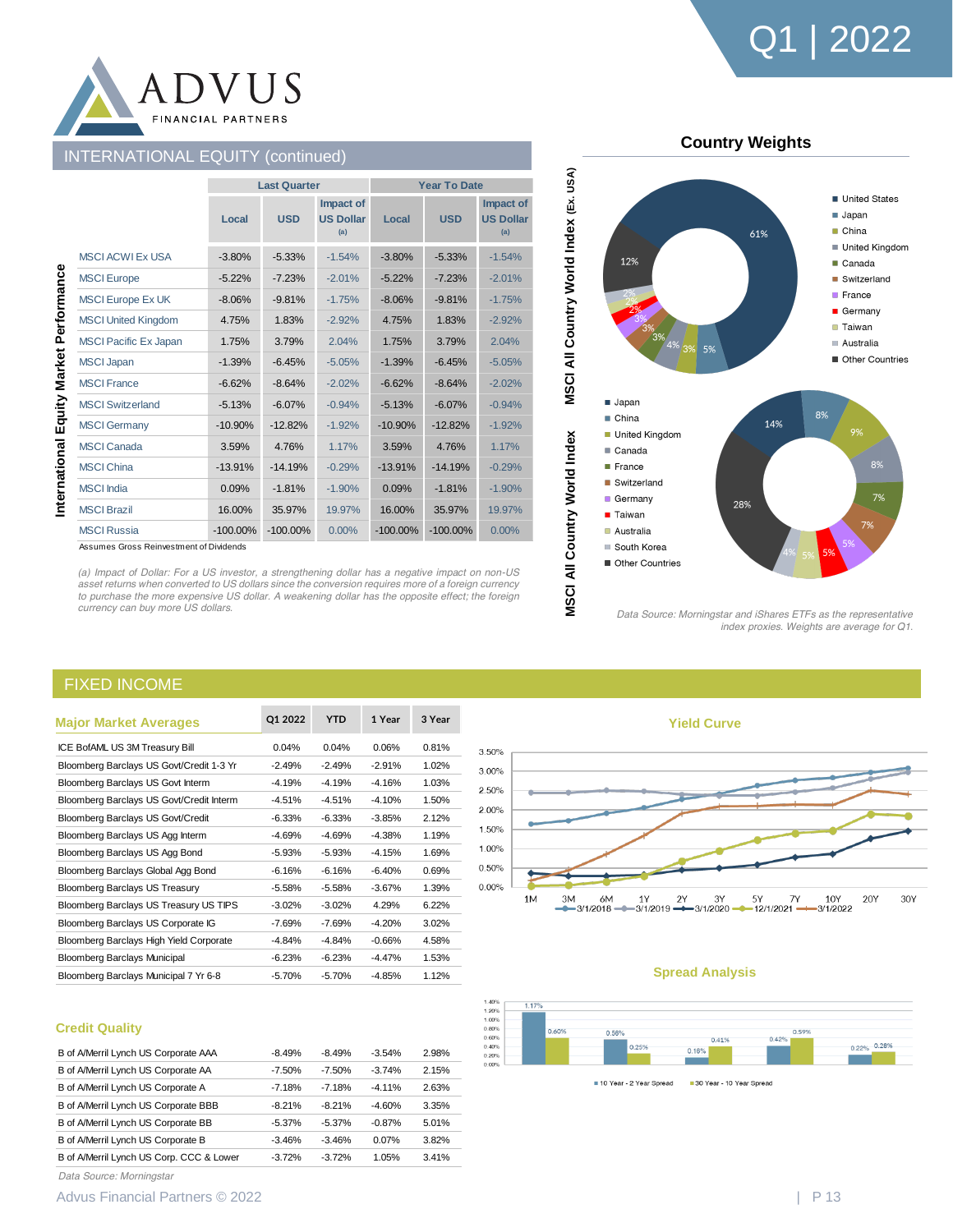## INTERNATIONAL EQUITY (continued)

**International Equity Market Performance**

| | Last Quarter | | | Year To Date | | |
|---|---|---|---|---|---|---|
| | Local | USD | Impact of US Dollar (a) | Local | USD | Impact of US Dollar (a) |
| MSCI ACWI Ex USA | -3.80% | -5.33% | -1.54% | -3.80% | -5.33% | -1.54% |
| MSCI Europe | -5.22% | -7.23% | -2.01% | -5.22% | -7.23% | -2.01% |
| MSCI Europe Ex UK | -8.06% | -9.81% | -1.75% | -8.06% | -9.81% | -1.75% |
| MSCI United Kingdom | 4.75% | 1.83% | -2.92% | 4.75% | 1.83% | -2.92% |
| MSCI Pacific Ex Japan | 1.75% | 3.79% | 2.04% | 1.75% | 3.79% | 2.04% |
| MSCI Japan | -1.39% | -6.45% | -5.05% | -1.39% | -6.45% | -5.05% |
| MSCI France | -6.62% | -8.64% | -2.02% | -6.62% | -8.64% | -2.02% |
| MSCI Switzerland | -5.13% | -6.07% | -0.94% | -5.13% | -6.07% | -0.94% |
| MSCI Germany | -10.90% | -12.82% | -1.92% | -10.90% | -12.82% | -1.92% |
| MSCI Canada | 3.59% | 4.76% | 1.17% | 3.59% | 4.76% | 1.17% |
| MSCI China | -13.91% | -14.19% | -0.29% | -13.91% | -14.19% | -0.29% |
| MSCI India | 0.09% | -1.81% | -1.90% | 0.09% | -1.81% | -1.90% |
| MSCI Brazil | 16.00% | 35.97% | 19.97% | 16.00% | 35.97% | 19.97% |
| MSCI Russia | -100.00% | -100.00% | 0.00% | -100.00% | -100.00% | 0.00% |

Assumes Gross Reinvestment of Dividends

*(a) Impact of Dollar: For a US investor, a strengthening dollar has a negative impact on non-US asset returns when converted to US dollars since the conversion requires more of a foreign currency to purchase the more expensive US dollar. A weakening dollar has the opposite effect; the foreign currency can buy more US dollars.*

### Country Weights

**MSCI All Country World Index (Ex. USA)**

| Country | Weight |
|---|---|
| United States | 61% |
| Japan | 5% |
| China | 3% |
| United Kingdom | 4% |
| Canada | 3% |
| Switzerland | 3% |
| France | 3% |
| Germany | 2% |
| Taiwan | 2% |
| Australia | 2% |
| Other Countries | 12% |

**MSCI All Country World Index**

| Country | Weight |
|---|---|
| Japan | 8% |
| China | 9% |
| United Kingdom | 8% |
| Canada | 7% |
| France | 7% |
| Switzerland | 5% |
| Germany | 5% |
| Taiwan | 5% |
| Australia | 5% |
| South Korea | 4% |
| Other Countries | 28% |

*Data Source: Morningstar and iShares ETFs as the representative index proxies. Weights are average for Q1.*

## FIXED INCOME

### Major Market Averages

| | Q1 2022 | YTD | 1 Year | 3 Year |
|---|---|---|---|---|
| ICE BofAML US 3M Treasury Bill | 0.04% | 0.04% | 0.06% | 0.81% |
| Bloomberg Barclays US Govt/Credit 1-3 Yr | -2.49% | -2.49% | -2.91% | 1.02% |
| Bloomberg Barclays US Govt Interm | -4.19% | -4.19% | -4.16% | 1.03% |
| Bloomberg Barclays US Govt/Credit Interm | -4.51% | -4.51% | -4.10% | 1.50% |
| Bloomberg Barclays US Govt/Credit | -6.33% | -6.33% | -3.85% | 2.12% |
| Bloomberg Barclays US Agg Interm | -4.69% | -4.69% | -4.38% | 1.19% |
| Bloomberg Barclays US Agg Bond | -5.93% | -5.93% | -4.15% | 1.69% |
| Bloomberg Barclays Global Agg Bond | -6.16% | -6.16% | -6.40% | 0.69% |
| Bloomberg Barclays US Treasury | -5.58% | -5.58% | -3.67% | 1.39% |
| Bloomberg Barclays US Treasury US TIPS | -3.02% | -3.02% | 4.29% | 6.22% |
| Bloomberg Barclays US Corporate IG | -7.69% | -7.69% | -4.20% | 3.02% |
| Bloomberg Barclays High Yield Corporate | -4.84% | -4.84% | -0.66% | 4.58% |
| Bloomberg Barclays Municipal | -6.23% | -6.23% | -4.47% | 1.53% |
| Bloomberg Barclays Municipal 7 Yr 6-8 | -5.70% | -5.70% | -4.85% | 1.12% |

### Credit Quality

| | Q1 2022 | YTD | 1 Year | 3 Year |
|---|---|---|---|---|
| B of A/Merril Lynch US Corporate AAA | -8.49% | -8.49% | -3.54% | 2.98% |
| B of A/Merril Lynch US Corporate AA | -7.50% | -7.50% | -3.74% | 2.15% |
| B of A/Merril Lynch US Corporate A | -7.18% | -7.18% | -4.11% | 2.63% |
| B of A/Merril Lynch US Corporate BBB | -8.21% | -8.21% | -4.60% | 3.35% |
| B of A/Merril Lynch US Corporate BB | -5.37% | -5.37% | -0.87% | 5.01% |
| B of A/Merril Lynch US Corporate B | -3.46% | -3.46% | 0.07% | 3.82% |
| B of A/Merril Lynch US Corp. CCC & Lower | -3.72% | -3.72% | 1.05% | 3.41% |

*Data Source: Morningstar*

### Yield Curve

Maturities: 1M, 3M, 6M, 1Y, 2Y, 3Y, 5Y, 7Y, 10Y, 20Y, 30Y. Series: 3/1/2018, 3/1/2019, 3/1/2020, 12/1/2021, 3/1/2022.

### Spread Analysis

| | 10 Year - 2 Year Spread | 30 Year - 10 Year Spread |
|---|---|---|
| | 1.17% | 0.60% |
| | 0.56% | 0.25% |
| | 0.16% | 0.41% |
| | 0.42% | 0.59% |
| | 0.22% | 0.28% |

Advus Financial Partners © 2022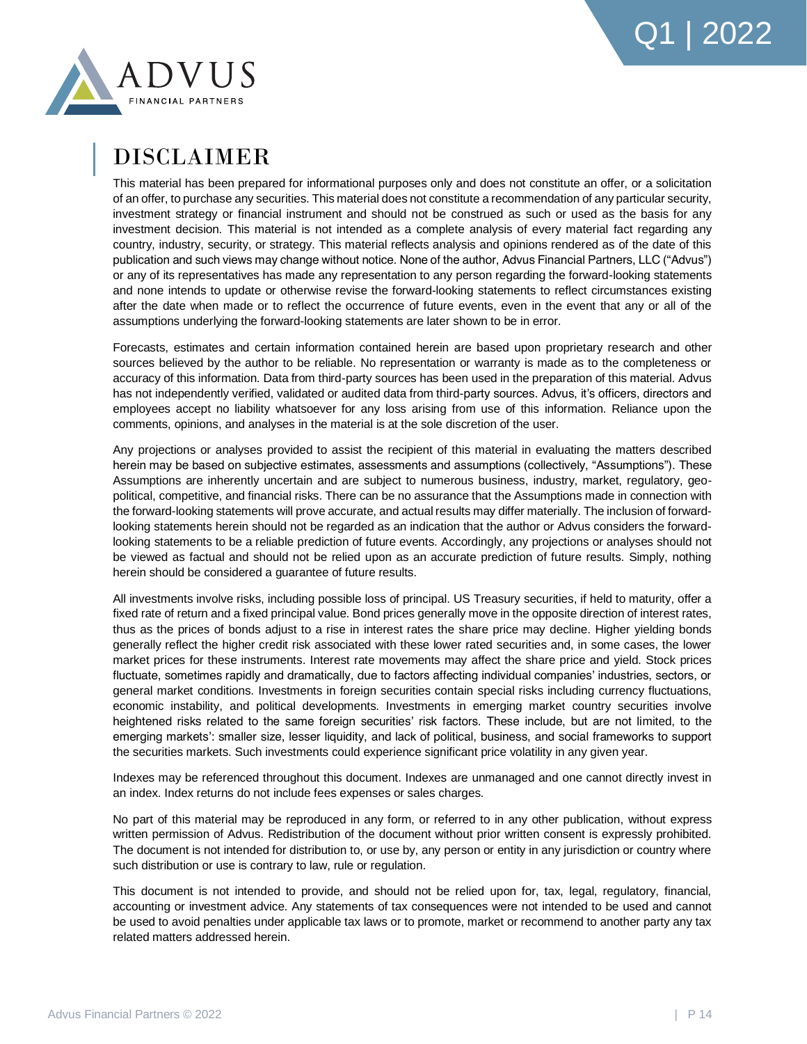# DISCLAIMER

This material has been prepared for informational purposes only and does not constitute an offer, or a solicitation of an offer, to purchase any securities. This material does not constitute a recommendation of any particular security, investment strategy or financial instrument and should not be construed as such or used as the basis for any investment decision. This material is not intended as a complete analysis of every material fact regarding any country, industry, security, or strategy. This material reflects analysis and opinions rendered as of the date of this publication and such views may change without notice. None of the author, Advus Financial Partners, LLC ("Advus") or any of its representatives has made any representation to any person regarding the forward-looking statements and none intends to update or otherwise revise the forward-looking statements to reflect circumstances existing after the date when made or to reflect the occurrence of future events, even in the event that any or all of the assumptions underlying the forward-looking statements are later shown to be in error.

Forecasts, estimates and certain information contained herein are based upon proprietary research and other sources believed by the author to be reliable. No representation or warranty is made as to the completeness or accuracy of this information. Data from third-party sources has been used in the preparation of this material. Advus has not independently verified, validated or audited data from third-party sources. Advus, it's officers, directors and employees accept no liability whatsoever for any loss arising from use of this information. Reliance upon the comments, opinions, and analyses in the material is at the sole discretion of the user.

Any projections or analyses provided to assist the recipient of this material in evaluating the matters described herein may be based on subjective estimates, assessments and assumptions (collectively, "Assumptions"). These Assumptions are inherently uncertain and are subject to numerous business, industry, market, regulatory, geo-political, competitive, and financial risks. There can be no assurance that the Assumptions made in connection with the forward-looking statements will prove accurate, and actual results may differ materially. The inclusion of forward-looking statements herein should not be regarded as an indication that the author or Advus considers the forward-looking statements to be a reliable prediction of future events. Accordingly, any projections or analyses should not be viewed as factual and should not be relied upon as an accurate prediction of future results. Simply, nothing herein should be considered a guarantee of future results.

All investments involve risks, including possible loss of principal. US Treasury securities, if held to maturity, offer a fixed rate of return and a fixed principal value. Bond prices generally move in the opposite direction of interest rates, thus as the prices of bonds adjust to a rise in interest rates the share price may decline. Higher yielding bonds generally reflect the higher credit risk associated with these lower rated securities and, in some cases, the lower market prices for these instruments. Interest rate movements may affect the share price and yield. Stock prices fluctuate, sometimes rapidly and dramatically, due to factors affecting individual companies' industries, sectors, or general market conditions. Investments in foreign securities contain special risks including currency fluctuations, economic instability, and political developments. Investments in emerging market country securities involve heightened risks related to the same foreign securities' risk factors. These include, but are not limited, to the emerging markets': smaller size, lesser liquidity, and lack of political, business, and social frameworks to support the securities markets. Such investments could experience significant price volatility in any given year.

Indexes may be referenced throughout this document. Indexes are unmanaged and one cannot directly invest in an index. Index returns do not include fees expenses or sales charges.

No part of this material may be reproduced in any form, or referred to in any other publication, without express written permission of Advus. Redistribution of the document without prior written consent is expressly prohibited. The document is not intended for distribution to, or use by, any person or entity in any jurisdiction or country where such distribution or use is contrary to law, rule or regulation.

This document is not intended to provide, and should not be relied upon for, tax, legal, regulatory, financial, accounting or investment advice. Any statements of tax consequences were not intended to be used and cannot be used to avoid penalties under applicable tax laws or to promote, market or recommend to another party any tax related matters addressed herein.